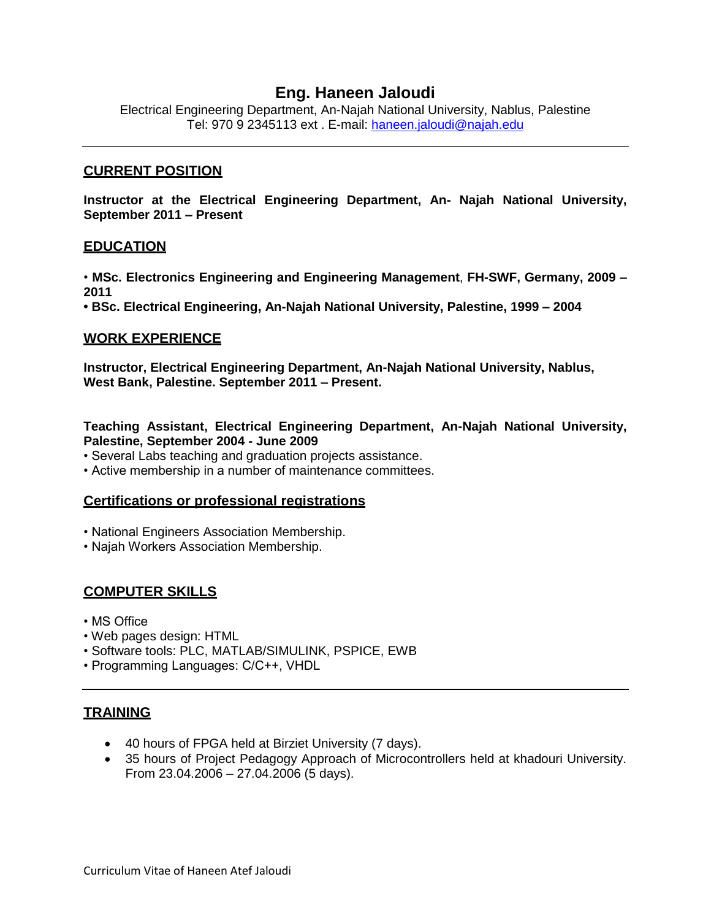# Eng. Haneen Jaloudi

Electrical Engineering Department, An-Najah National University, Nablus, Palestine
Tel: 970 9 2345113 ext . E-mail: [haneen.jaloudi@najah.edu](mailto:haneen.jaloudi@najah.edu)

---

## CURRENT POSITION

**Instructor at the Electrical Engineering Department, An- Najah National University, September 2011 – Present**

## EDUCATION

- **MSc. Electronics Engineering and Engineering Management**, **FH-SWF, Germany, 2009 – 2011**
- **BSc. Electrical Engineering, An-Najah National University, Palestine, 1999 – 2004**

## WORK EXPERIENCE

**Instructor, Electrical Engineering Department, An-Najah National University, Nablus, West Bank, Palestine. September 2011 – Present.**

**Teaching Assistant, Electrical Engineering Department, An-Najah National University, Palestine, September 2004 - June 2009**

- Several Labs teaching and graduation projects assistance.
- Active membership in a number of maintenance committees.

## Certifications or professional registrations

- National Engineers Association Membership.
- Najah Workers Association Membership.

## COMPUTER SKILLS

- MS Office
- Web pages design: HTML
- Software tools: PLC, MATLAB/SIMULINK, PSPICE, EWB
- Programming Languages: C/C++, VHDL

---

## TRAINING

- 40 hours of FPGA held at Birziet University (7 days).
- 35 hours of Project Pedagogy Approach of Microcontrollers held at khadouri University. From 23.04.2006 – 27.04.2006 (5 days).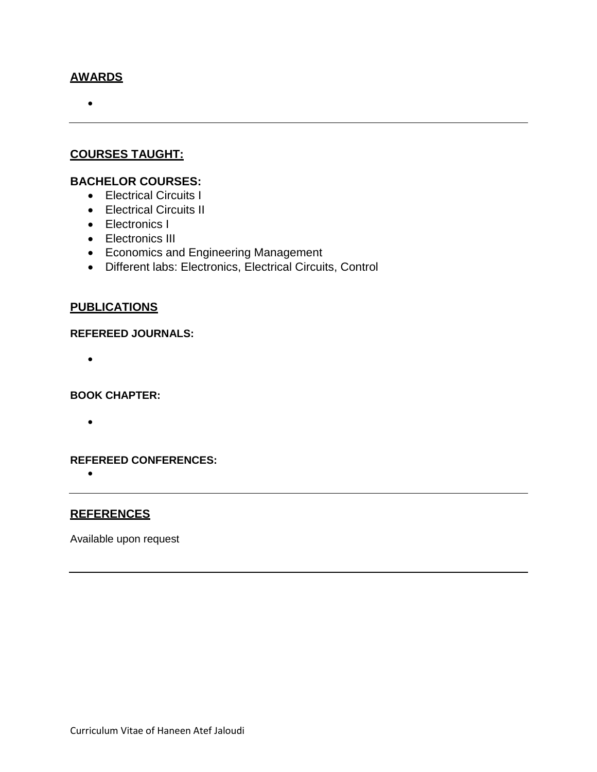## AWARDS

- 

---

## COURSES TAUGHT:

### BACHELOR COURSES:

- Electrical Circuits I
- Electrical Circuits II
- Electronics I
- Electronics III
- Economics and Engineering Management
- Different labs: Electronics, Electrical Circuits, Control

## PUBLICATIONS

### REFEREED JOURNALS:

- 

### BOOK CHAPTER:

- 

### REFEREED CONFERENCES:

- 

---

## REFERENCES

Available upon request

---